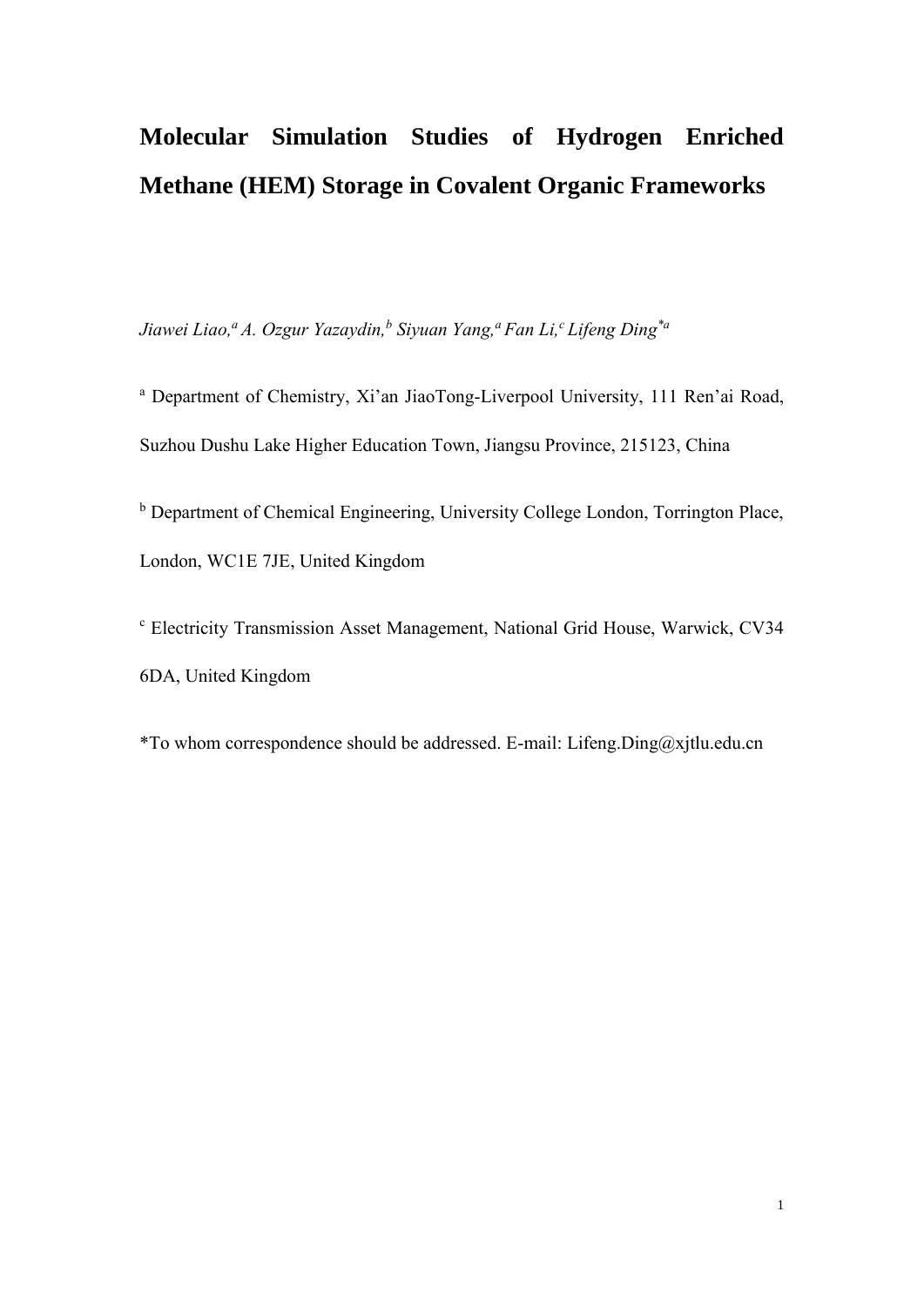# Molecular Simulation Studies of Hydrogen Enriched Methane (HEM) Storage in Covalent Organic Frameworks

*Jiawei Liao,[a] A. Ozgur Yazaydin,[b] Siyuan Yang,[a] Fan Li,[c] Lifeng Ding*[a]*

[a] Department of Chemistry, Xi'an JiaoTong-Liverpool University, 111 Ren'ai Road, Suzhou Dushu Lake Higher Education Town, Jiangsu Province, 215123, China

[b] Department of Chemical Engineering, University College London, Torrington Place, London, WC1E 7JE, United Kingdom

[c] Electricity Transmission Asset Management, National Grid House, Warwick, CV34 6DA, United Kingdom

*To whom correspondence should be addressed. E-mail: Lifeng.Ding@xjtlu.edu.cn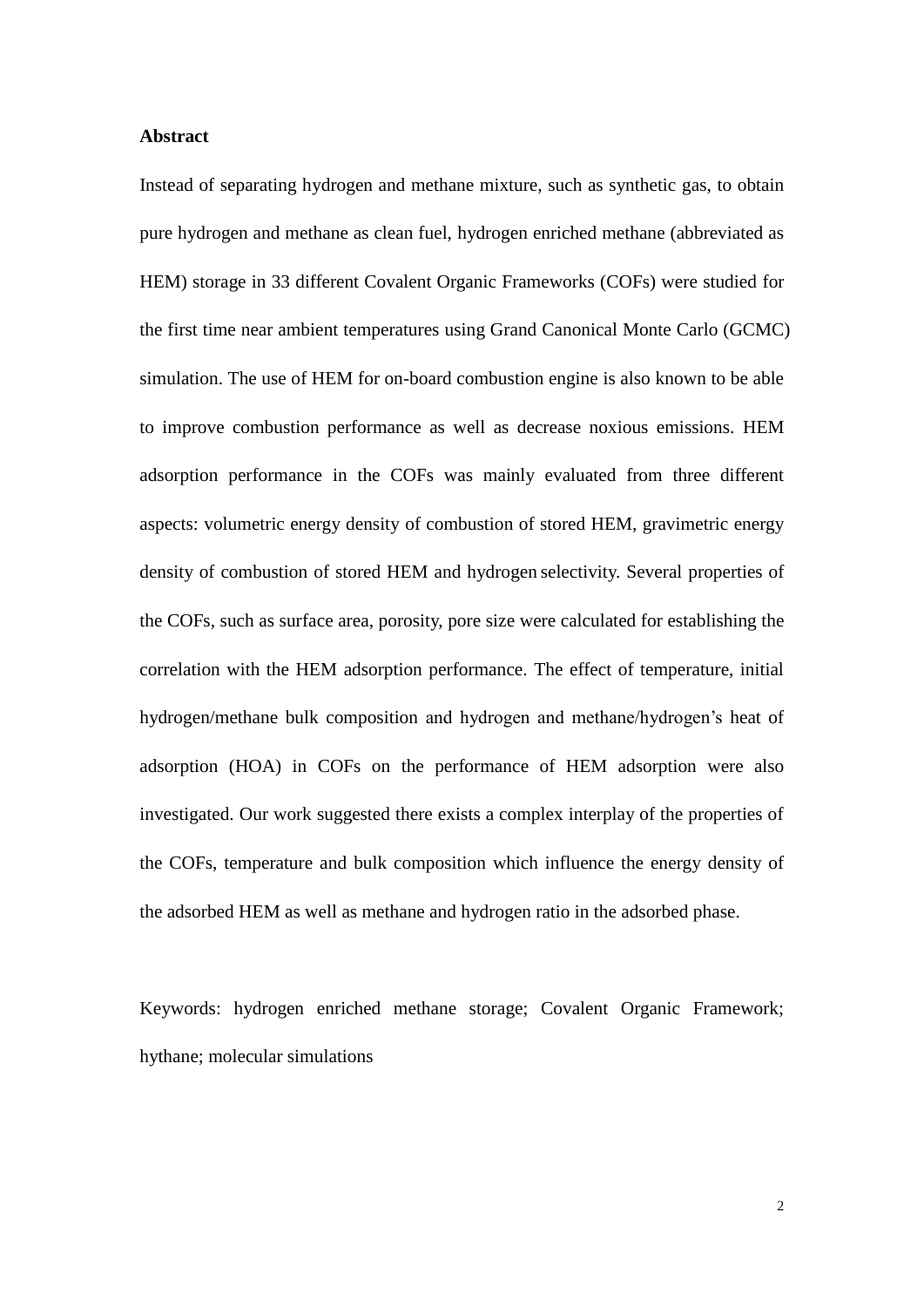## Abstract

Instead of separating hydrogen and methane mixture, such as synthetic gas, to obtain pure hydrogen and methane as clean fuel, hydrogen enriched methane (abbreviated as HEM) storage in 33 different Covalent Organic Frameworks (COFs) were studied for the first time near ambient temperatures using Grand Canonical Monte Carlo (GCMC) simulation. The use of HEM for on-board combustion engine is also known to be able to improve combustion performance as well as decrease noxious emissions. HEM adsorption performance in the COFs was mainly evaluated from three different aspects: volumetric energy density of combustion of stored HEM, gravimetric energy density of combustion of stored HEM and hydrogen selectivity. Several properties of the COFs, such as surface area, porosity, pore size were calculated for establishing the correlation with the HEM adsorption performance. The effect of temperature, initial hydrogen/methane bulk composition and hydrogen and methane/hydrogen's heat of adsorption (HOA) in COFs on the performance of HEM adsorption were also investigated. Our work suggested there exists a complex interplay of the properties of the COFs, temperature and bulk composition which influence the energy density of the adsorbed HEM as well as methane and hydrogen ratio in the adsorbed phase.

Keywords: hydrogen enriched methane storage; Covalent Organic Framework; hythane; molecular simulations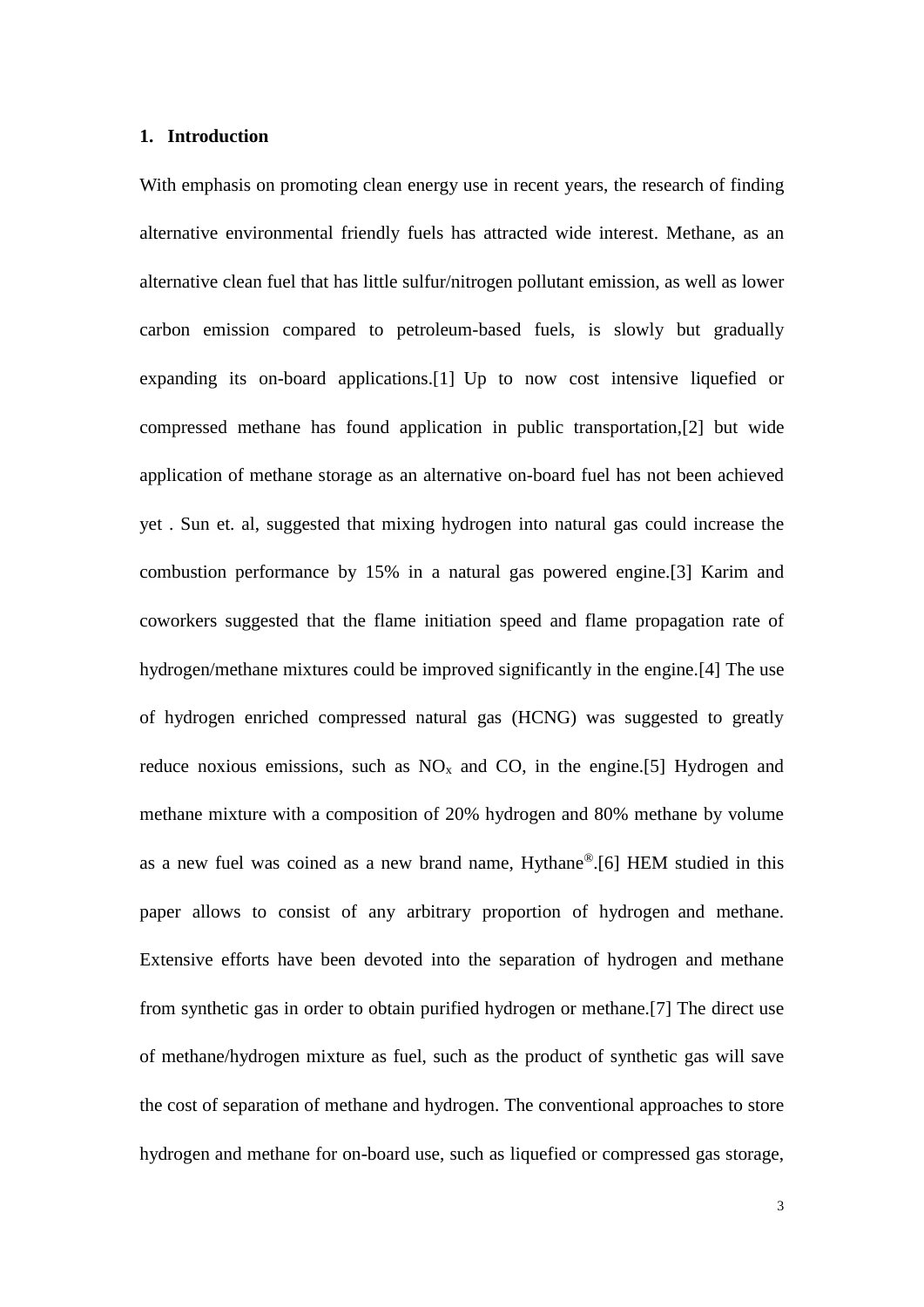## 1. Introduction

With emphasis on promoting clean energy use in recent years, the research of finding alternative environmental friendly fuels has attracted wide interest. Methane, as an alternative clean fuel that has little sulfur/nitrogen pollutant emission, as well as lower carbon emission compared to petroleum-based fuels, is slowly but gradually expanding its on-board applications.[1] Up to now cost intensive liquefied or compressed methane has found application in public transportation,[2] but wide application of methane storage as an alternative on-board fuel has not been achieved yet . Sun et. al, suggested that mixing hydrogen into natural gas could increase the combustion performance by 15% in a natural gas powered engine.[3] Karim and coworkers suggested that the flame initiation speed and flame propagation rate of hydrogen/methane mixtures could be improved significantly in the engine.[4] The use of hydrogen enriched compressed natural gas (HCNG) was suggested to greatly reduce noxious emissions, such as $NO_x$ and CO, in the engine.[5] Hydrogen and methane mixture with a composition of 20% hydrogen and 80% methane by volume as a new fuel was coined as a new brand name, Hythane®.[6] HEM studied in this paper allows to consist of any arbitrary proportion of hydrogen and methane. Extensive efforts have been devoted into the separation of hydrogen and methane from synthetic gas in order to obtain purified hydrogen or methane.[7] The direct use of methane/hydrogen mixture as fuel, such as the product of synthetic gas will save the cost of separation of methane and hydrogen. The conventional approaches to store hydrogen and methane for on-board use, such as liquefied or compressed gas storage,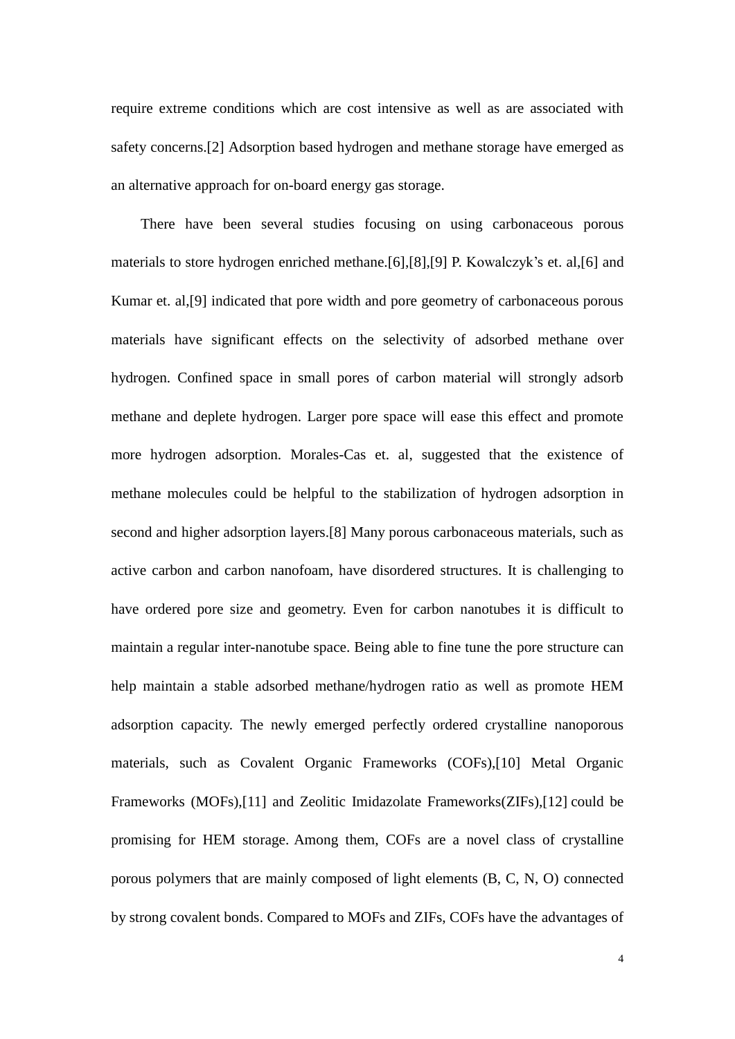require extreme conditions which are cost intensive as well as are associated with safety concerns.[2] Adsorption based hydrogen and methane storage have emerged as an alternative approach for on-board energy gas storage.

There have been several studies focusing on using carbonaceous porous materials to store hydrogen enriched methane.[6],[8],[9] P. Kowalczyk's et. al,[6] and Kumar et. al,[9] indicated that pore width and pore geometry of carbonaceous porous materials have significant effects on the selectivity of adsorbed methane over hydrogen. Confined space in small pores of carbon material will strongly adsorb methane and deplete hydrogen. Larger pore space will ease this effect and promote more hydrogen adsorption. Morales-Cas et. al, suggested that the existence of methane molecules could be helpful to the stabilization of hydrogen adsorption in second and higher adsorption layers.[8] Many porous carbonaceous materials, such as active carbon and carbon nanofoam, have disordered structures. It is challenging to have ordered pore size and geometry. Even for carbon nanotubes it is difficult to maintain a regular inter-nanotube space. Being able to fine tune the pore structure can help maintain a stable adsorbed methane/hydrogen ratio as well as promote HEM adsorption capacity. The newly emerged perfectly ordered crystalline nanoporous materials, such as Covalent Organic Frameworks (COFs),[10] Metal Organic Frameworks (MOFs),[11] and Zeolitic Imidazolate Frameworks(ZIFs),[12] could be promising for HEM storage. Among them, COFs are a novel class of crystalline porous polymers that are mainly composed of light elements (B, C, N, O) connected by strong covalent bonds. Compared to MOFs and ZIFs, COFs have the advantages of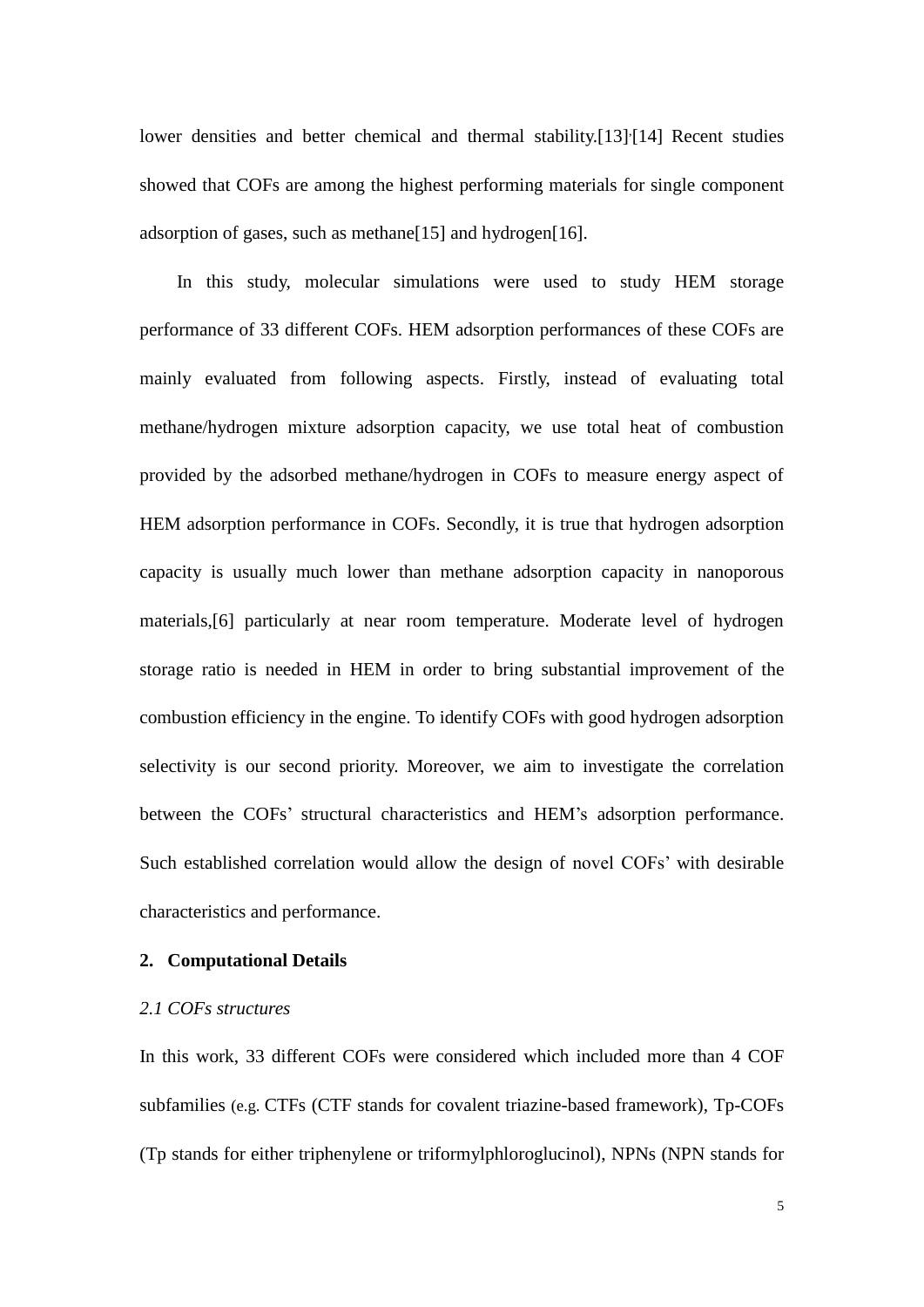lower densities and better chemical and thermal stability.[13],[14] Recent studies showed that COFs are among the highest performing materials for single component adsorption of gases, such as methane[15] and hydrogen[16].

In this study, molecular simulations were used to study HEM storage performance of 33 different COFs. HEM adsorption performances of these COFs are mainly evaluated from following aspects. Firstly, instead of evaluating total methane/hydrogen mixture adsorption capacity, we use total heat of combustion provided by the adsorbed methane/hydrogen in COFs to measure energy aspect of HEM adsorption performance in COFs. Secondly, it is true that hydrogen adsorption capacity is usually much lower than methane adsorption capacity in nanoporous materials,[6] particularly at near room temperature. Moderate level of hydrogen storage ratio is needed in HEM in order to bring substantial improvement of the combustion efficiency in the engine. To identify COFs with good hydrogen adsorption selectivity is our second priority. Moreover, we aim to investigate the correlation between the COFs' structural characteristics and HEM's adsorption performance. Such established correlation would allow the design of novel COFs' with desirable characteristics and performance.

## 2. Computational Details

### *2.1 COFs structures*

In this work, 33 different COFs were considered which included more than 4 COF subfamilies (e.g. CTFs (CTF stands for covalent triazine-based framework), Tp-COFs (Tp stands for either triphenylene or triformylphloroglucinol), NPNs (NPN stands for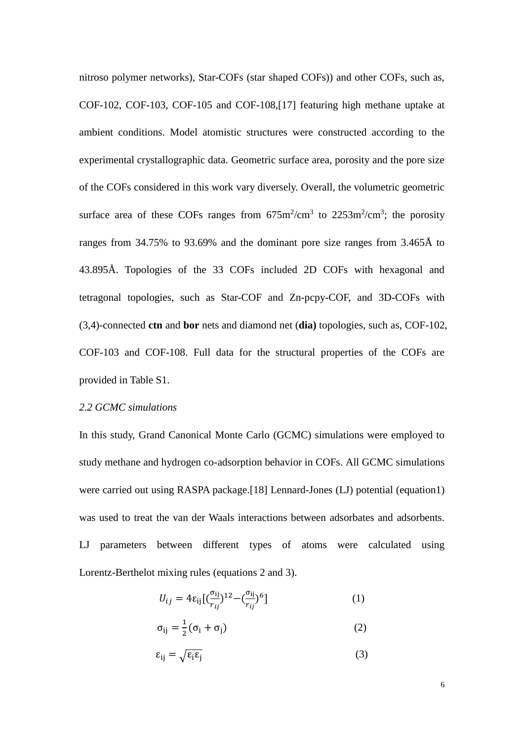nitroso polymer networks), Star-COFs (star shaped COFs)) and other COFs, such as, COF-102, COF-103, COF-105 and COF-108,[17] featuring high methane uptake at ambient conditions. Model atomistic structures were constructed according to the experimental crystallographic data. Geometric surface area, porosity and the pore size of the COFs considered in this work vary diversely. Overall, the volumetric geometric surface area of these COFs ranges from 675m$^2$/cm$^3$ to 2253m$^2$/cm$^3$; the porosity ranges from 34.75% to 93.69% and the dominant pore size ranges from 3.465Å to 43.895Å. Topologies of the 33 COFs included 2D COFs with hexagonal and tetragonal topologies, such as Star-COF and Zn-pcpy-COF, and 3D-COFs with (3,4)-connected **ctn** and **bor** nets and diamond net (**dia)** topologies, such as, COF-102, COF-103 and COF-108. Full data for the structural properties of the COFs are provided in Table S1.

*2.2 GCMC simulations*

In this study, Grand Canonical Monte Carlo (GCMC) simulations were employed to study methane and hydrogen co-adsorption behavior in COFs. All GCMC simulations were carried out using RASPA package.[18] Lennard-Jones (LJ) potential (equation1) was used to treat the van der Waals interactions between adsorbates and adsorbents. LJ parameters between different types of atoms were calculated using Lorentz-Berthelot mixing rules (equations 2 and 3).

$$U_{ij} = 4\varepsilon_{ij}[(\frac{\sigma_{ij}}{r_{ij}})^{12} - (\frac{\sigma_{ij}}{r_{ij}})^{6}] \qquad (1)$$

$$\sigma_{ij} = \frac{1}{2}(\sigma_i + \sigma_j) \qquad (2)$$

$$\varepsilon_{ij} = \sqrt{\varepsilon_i \varepsilon_j} \qquad (3)$$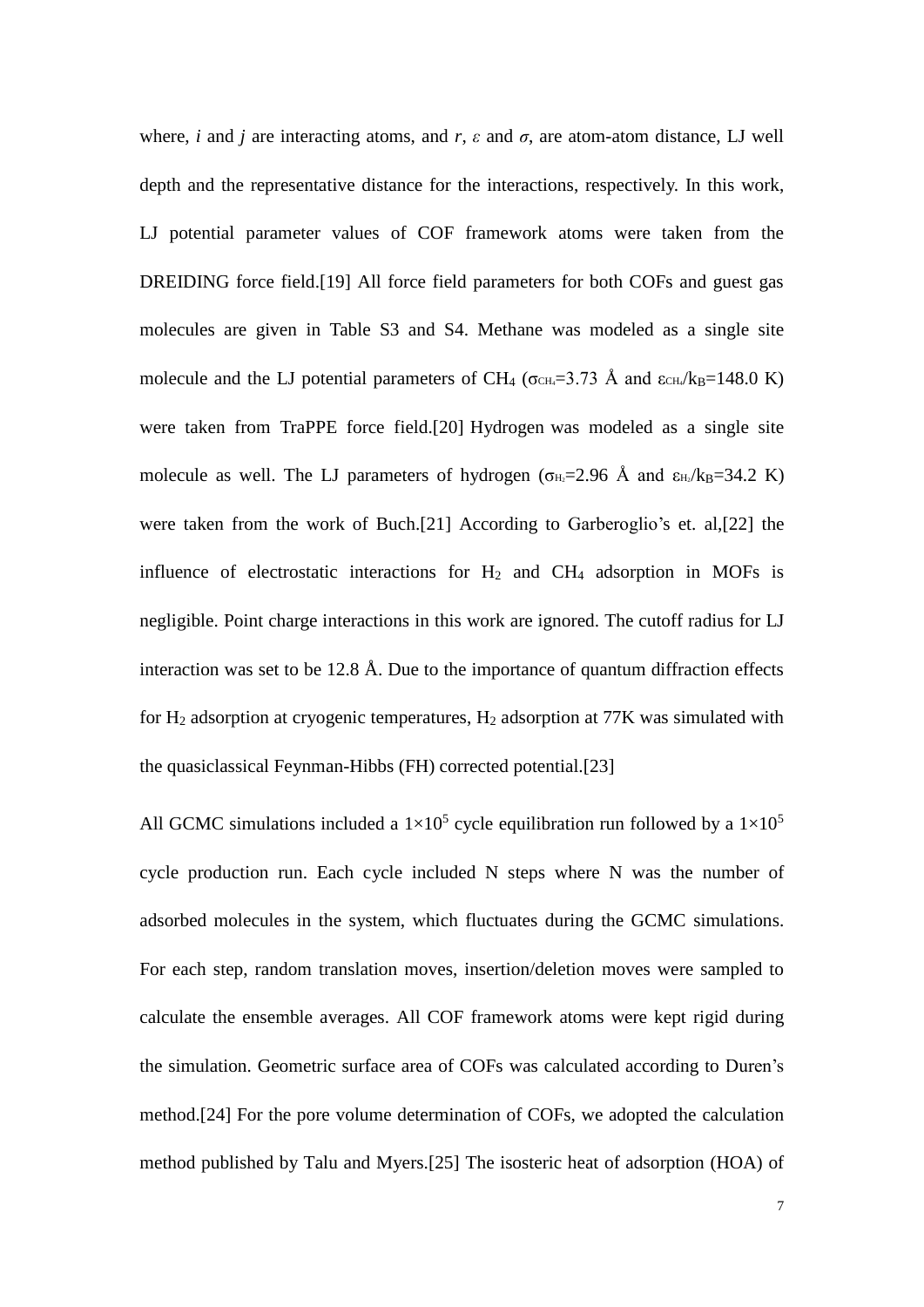where, *i* and *j* are interacting atoms, and *r*, *ε* and *σ*, are atom-atom distance, LJ well depth and the representative distance for the interactions, respectively. In this work, LJ potential parameter values of COF framework atoms were taken from the DREIDING force field.[19] All force field parameters for both COFs and guest gas molecules are given in Table S3 and S4. Methane was modeled as a single site molecule and the LJ potential parameters of $CH_4$ ($\sigma_{CH_4}$=3.73 Å and $\varepsilon_{CH_4}/k_B$=148.0 K) were taken from TraPPE force field.[20] Hydrogen was modeled as a single site molecule as well. The LJ parameters of hydrogen ($\sigma_{H_2}$=2.96 Å and $\varepsilon_{H_2}/k_B$=34.2 K) were taken from the work of Buch.[21] According to Garberoglio's et. al,[22] the influence of electrostatic interactions for $H_2$ and $CH_4$ adsorption in MOFs is negligible. Point charge interactions in this work are ignored. The cutoff radius for LJ interaction was set to be 12.8 Å. Due to the importance of quantum diffraction effects for $H_2$ adsorption at cryogenic temperatures, $H_2$ adsorption at 77K was simulated with the quasiclassical Feynman-Hibbs (FH) corrected potential.[23]

All GCMC simulations included a $1\times10^5$ cycle equilibration run followed by a $1\times10^5$ cycle production run. Each cycle included N steps where N was the number of adsorbed molecules in the system, which fluctuates during the GCMC simulations. For each step, random translation moves, insertion/deletion moves were sampled to calculate the ensemble averages. All COF framework atoms were kept rigid during the simulation. Geometric surface area of COFs was calculated according to Duren's method.[24] For the pore volume determination of COFs, we adopted the calculation method published by Talu and Myers.[25] The isosteric heat of adsorption (HOA) of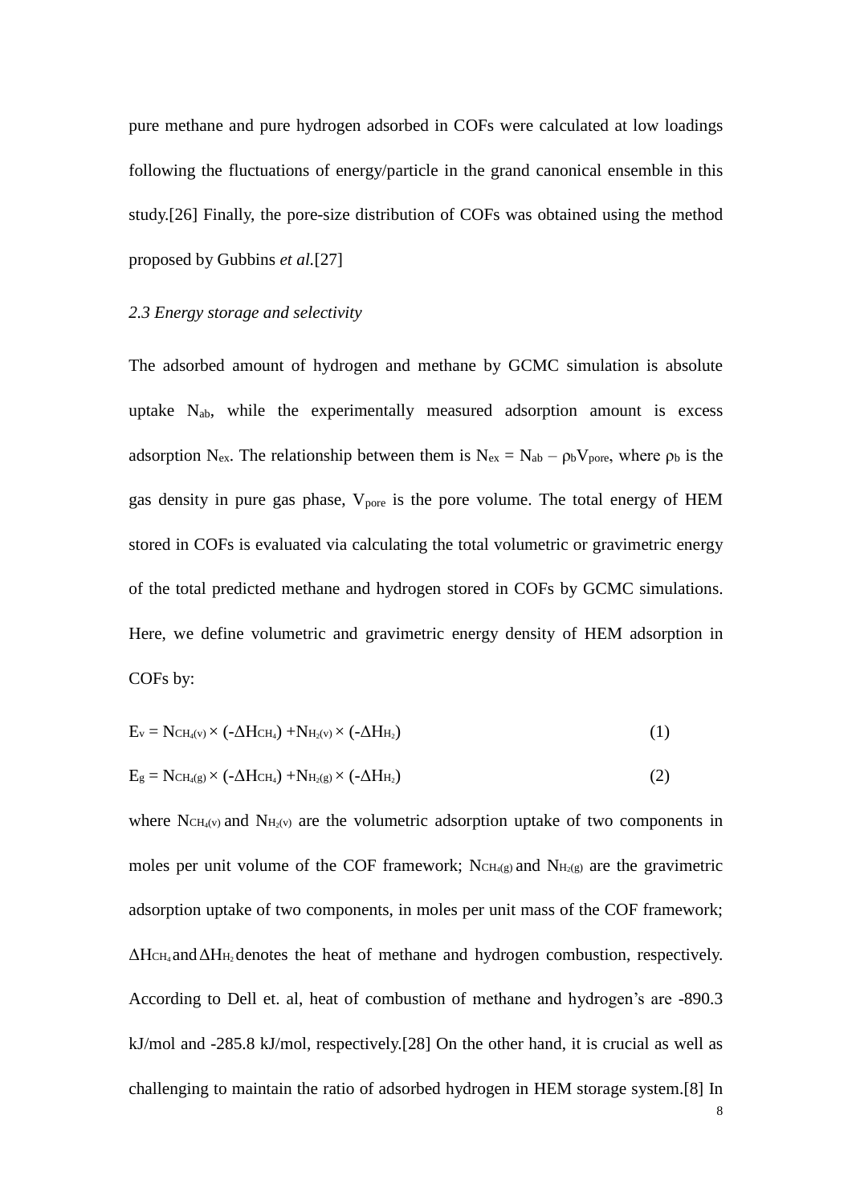pure methane and pure hydrogen adsorbed in COFs were calculated at low loadings following the fluctuations of energy/particle in the grand canonical ensemble in this study.[26] Finally, the pore-size distribution of COFs was obtained using the method proposed by Gubbins *et al.*[27]

*2.3 Energy storage and selectivity*

The adsorbed amount of hydrogen and methane by GCMC simulation is absolute uptake $N_{ab}$, while the experimentally measured adsorption amount is excess adsorption $N_{ex}$. The relationship between them is $N_{ex} = N_{ab} - \rho_b V_{pore}$, where $\rho_b$ is the gas density in pure gas phase, $V_{pore}$ is the pore volume. The total energy of HEM stored in COFs is evaluated via calculating the total volumetric or gravimetric energy of the total predicted methane and hydrogen stored in COFs by GCMC simulations. Here, we define volumetric and gravimetric energy density of HEM adsorption in COFs by:

$$E_v = N_{CH_4(v)} \times (-\Delta H_{CH_4}) + N_{H_2(v)} \times (-\Delta H_{H_2}) \tag{1}$$

$$E_g = N_{CH_4(g)} \times (-\Delta H_{CH_4}) + N_{H_2(g)} \times (-\Delta H_{H_2}) \tag{2}$$

where $N_{CH_4(v)}$ and $N_{H_2(v)}$ are the volumetric adsorption uptake of two components in moles per unit volume of the COF framework; $N_{CH_4(g)}$ and $N_{H_2(g)}$ are the gravimetric adsorption uptake of two components, in moles per unit mass of the COF framework; $\Delta H_{CH_4}$ and $\Delta H_{H_2}$ denotes the heat of methane and hydrogen combustion, respectively. According to Dell et. al, heat of combustion of methane and hydrogen's are -890.3 kJ/mol and -285.8 kJ/mol, respectively.[28] On the other hand, it is crucial as well as challenging to maintain the ratio of adsorbed hydrogen in HEM storage system.[8] In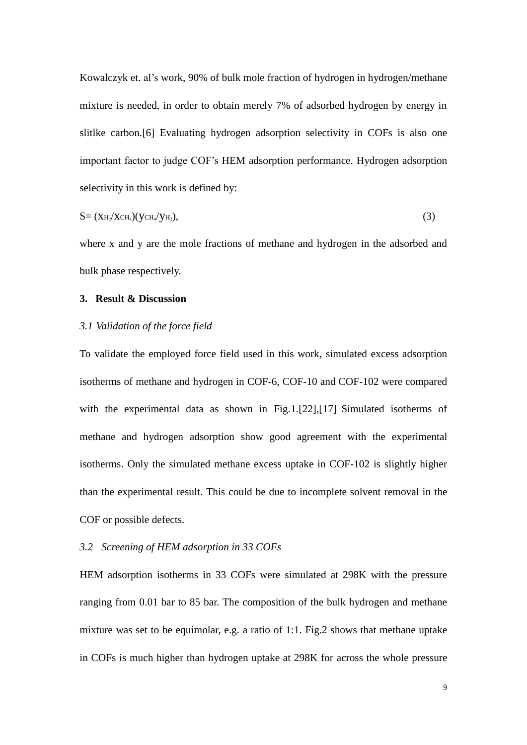Kowalczyk et. al's work, 90% of bulk mole fraction of hydrogen in hydrogen/methane mixture is needed, in order to obtain merely 7% of adsorbed hydrogen by energy in slitlke carbon.[6] Evaluating hydrogen adsorption selectivity in COFs is also one important factor to judge COF's HEM adsorption performance. Hydrogen adsorption selectivity in this work is defined by:

$$S = (x_{H_2}/x_{CH_4})(y_{CH_4}/y_{H_2}), \tag{3}$$

where x and y are the mole fractions of methane and hydrogen in the adsorbed and bulk phase respectively.

## 3. Result & Discussion

### *3.1 Validation of the force field*

To validate the employed force field used in this work, simulated excess adsorption isotherms of methane and hydrogen in COF-6, COF-10 and COF-102 were compared with the experimental data as shown in Fig.1.[22],[17] Simulated isotherms of methane and hydrogen adsorption show good agreement with the experimental isotherms. Only the simulated methane excess uptake in COF-102 is slightly higher than the experimental result. This could be due to incomplete solvent removal in the COF or possible defects.

### *3.2 Screening of HEM adsorption in 33 COFs*

HEM adsorption isotherms in 33 COFs were simulated at 298K with the pressure ranging from 0.01 bar to 85 bar. The composition of the bulk hydrogen and methane mixture was set to be equimolar, e.g. a ratio of 1:1. Fig.2 shows that methane uptake in COFs is much higher than hydrogen uptake at 298K for across the whole pressure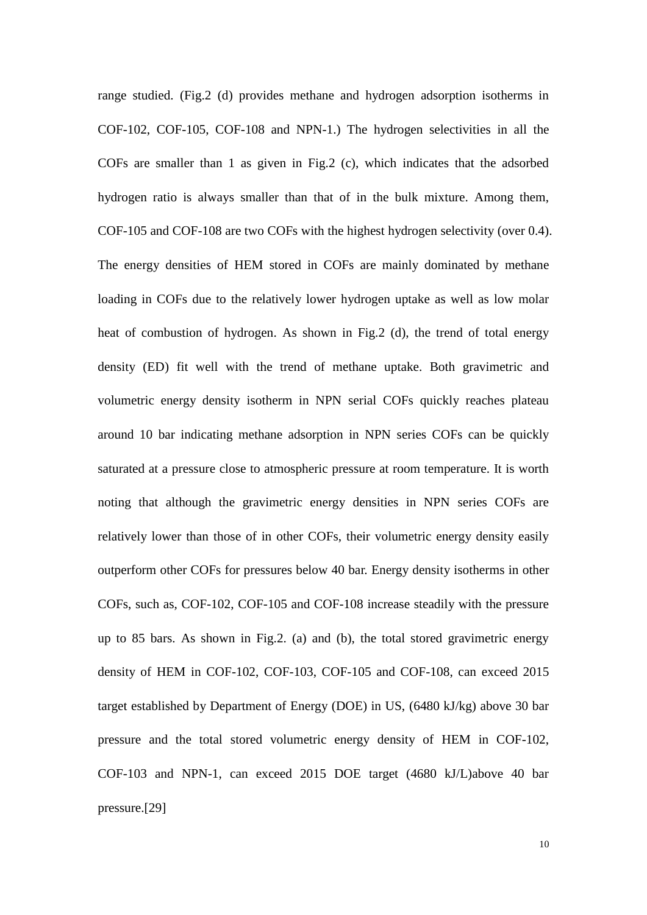range studied. (Fig.2 (d) provides methane and hydrogen adsorption isotherms in COF-102, COF-105, COF-108 and NPN-1.) The hydrogen selectivities in all the COFs are smaller than 1 as given in Fig.2 (c), which indicates that the adsorbed hydrogen ratio is always smaller than that of in the bulk mixture. Among them, COF-105 and COF-108 are two COFs with the highest hydrogen selectivity (over 0.4). The energy densities of HEM stored in COFs are mainly dominated by methane loading in COFs due to the relatively lower hydrogen uptake as well as low molar heat of combustion of hydrogen. As shown in Fig.2 (d), the trend of total energy density (ED) fit well with the trend of methane uptake. Both gravimetric and volumetric energy density isotherm in NPN serial COFs quickly reaches plateau around 10 bar indicating methane adsorption in NPN series COFs can be quickly saturated at a pressure close to atmospheric pressure at room temperature. It is worth noting that although the gravimetric energy densities in NPN series COFs are relatively lower than those of in other COFs, their volumetric energy density easily outperform other COFs for pressures below 40 bar. Energy density isotherms in other COFs, such as, COF-102, COF-105 and COF-108 increase steadily with the pressure up to 85 bars. As shown in Fig.2. (a) and (b), the total stored gravimetric energy density of HEM in COF-102, COF-103, COF-105 and COF-108, can exceed 2015 target established by Department of Energy (DOE) in US, (6480 kJ/kg) above 30 bar pressure and the total stored volumetric energy density of HEM in COF-102, COF-103 and NPN-1, can exceed 2015 DOE target (4680 kJ/L)above 40 bar pressure.[29]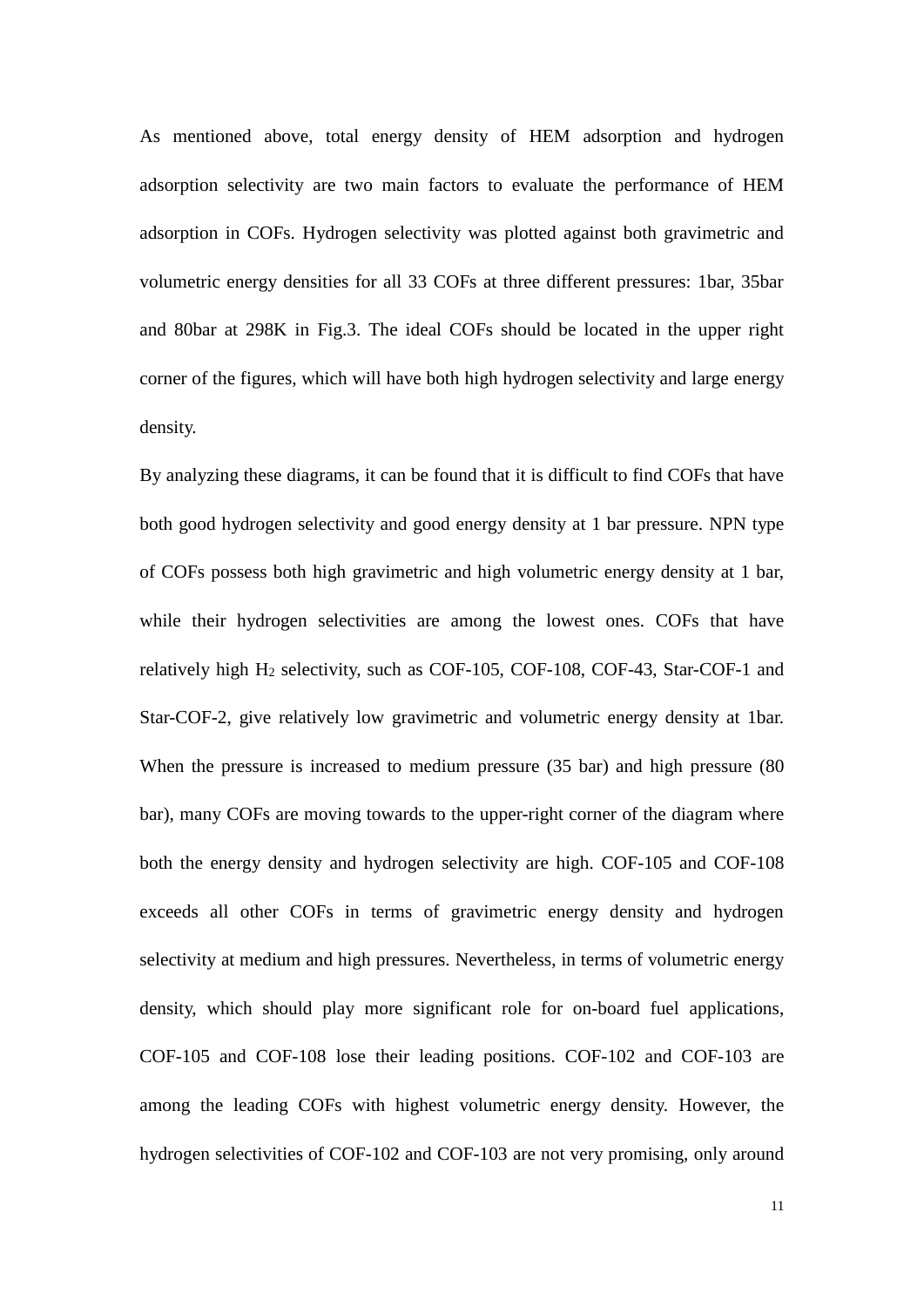As mentioned above, total energy density of HEM adsorption and hydrogen adsorption selectivity are two main factors to evaluate the performance of HEM adsorption in COFs. Hydrogen selectivity was plotted against both gravimetric and volumetric energy densities for all 33 COFs at three different pressures: 1bar, 35bar and 80bar at 298K in Fig.3. The ideal COFs should be located in the upper right corner of the figures, which will have both high hydrogen selectivity and large energy density.

By analyzing these diagrams, it can be found that it is difficult to find COFs that have both good hydrogen selectivity and good energy density at 1 bar pressure. NPN type of COFs possess both high gravimetric and high volumetric energy density at 1 bar, while their hydrogen selectivities are among the lowest ones. COFs that have relatively high $H_2$ selectivity, such as COF-105, COF-108, COF-43, Star-COF-1 and Star-COF-2, give relatively low gravimetric and volumetric energy density at 1bar. When the pressure is increased to medium pressure (35 bar) and high pressure (80 bar), many COFs are moving towards to the upper-right corner of the diagram where both the energy density and hydrogen selectivity are high. COF-105 and COF-108 exceeds all other COFs in terms of gravimetric energy density and hydrogen selectivity at medium and high pressures. Nevertheless, in terms of volumetric energy density, which should play more significant role for on-board fuel applications, COF-105 and COF-108 lose their leading positions. COF-102 and COF-103 are among the leading COFs with highest volumetric energy density. However, the hydrogen selectivities of COF-102 and COF-103 are not very promising, only around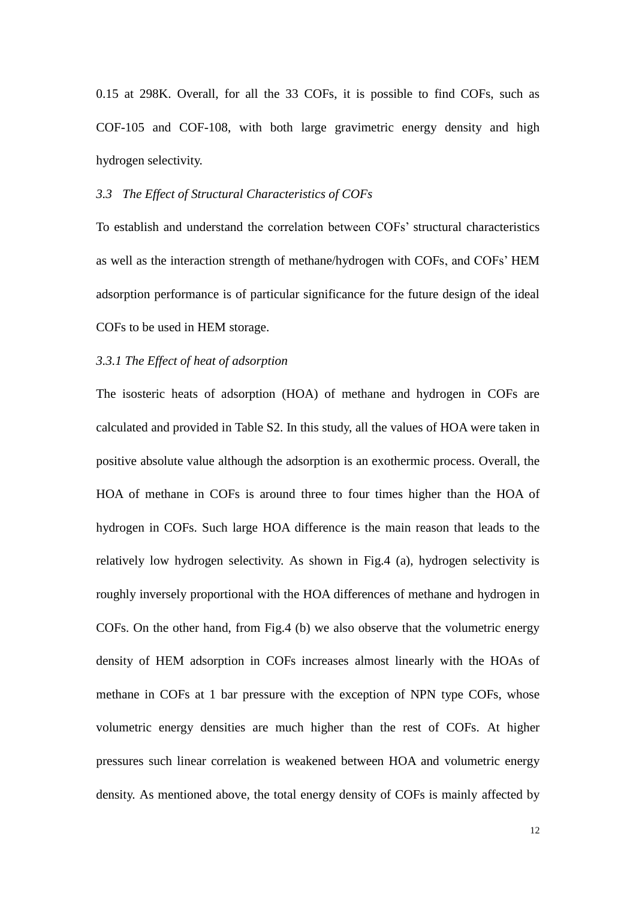0.15 at 298K. Overall, for all the 33 COFs, it is possible to find COFs, such as COF-105 and COF-108, with both large gravimetric energy density and high hydrogen selectivity.

### *3.3 The Effect of Structural Characteristics of COFs*

To establish and understand the correlation between COFs' structural characteristics as well as the interaction strength of methane/hydrogen with COFs, and COFs' HEM adsorption performance is of particular significance for the future design of the ideal COFs to be used in HEM storage.

#### *3.3.1 The Effect of heat of adsorption*

The isosteric heats of adsorption (HOA) of methane and hydrogen in COFs are calculated and provided in Table S2. In this study, all the values of HOA were taken in positive absolute value although the adsorption is an exothermic process. Overall, the HOA of methane in COFs is around three to four times higher than the HOA of hydrogen in COFs. Such large HOA difference is the main reason that leads to the relatively low hydrogen selectivity. As shown in Fig.4 (a), hydrogen selectivity is roughly inversely proportional with the HOA differences of methane and hydrogen in COFs. On the other hand, from Fig.4 (b) we also observe that the volumetric energy density of HEM adsorption in COFs increases almost linearly with the HOAs of methane in COFs at 1 bar pressure with the exception of NPN type COFs, whose volumetric energy densities are much higher than the rest of COFs. At higher pressures such linear correlation is weakened between HOA and volumetric energy density. As mentioned above, the total energy density of COFs is mainly affected by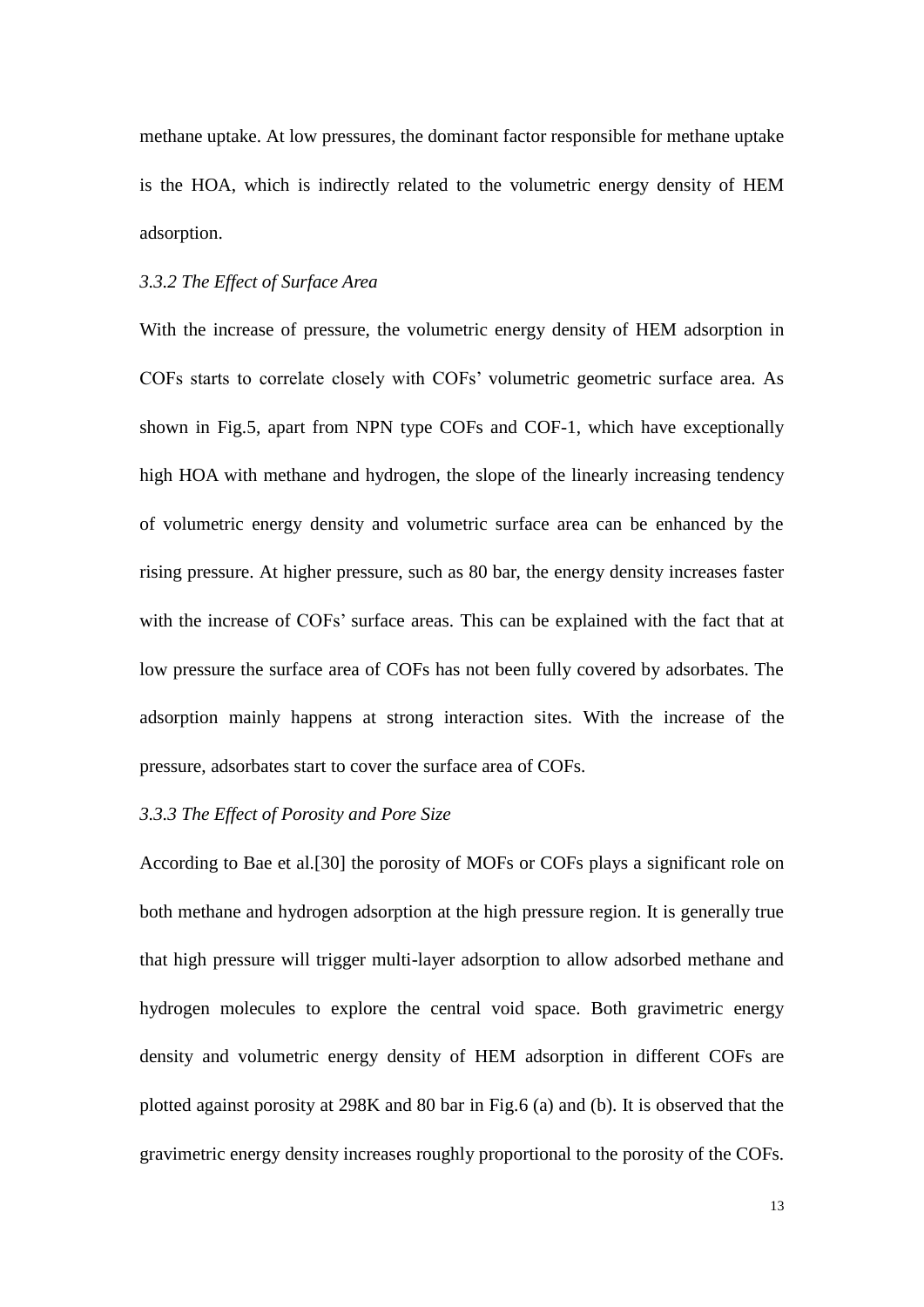methane uptake. At low pressures, the dominant factor responsible for methane uptake is the HOA, which is indirectly related to the volumetric energy density of HEM adsorption.

### *3.3.2 The Effect of Surface Area*

With the increase of pressure, the volumetric energy density of HEM adsorption in COFs starts to correlate closely with COFs' volumetric geometric surface area. As shown in Fig.5, apart from NPN type COFs and COF-1, which have exceptionally high HOA with methane and hydrogen, the slope of the linearly increasing tendency of volumetric energy density and volumetric surface area can be enhanced by the rising pressure. At higher pressure, such as 80 bar, the energy density increases faster with the increase of COFs' surface areas. This can be explained with the fact that at low pressure the surface area of COFs has not been fully covered by adsorbates. The adsorption mainly happens at strong interaction sites. With the increase of the pressure, adsorbates start to cover the surface area of COFs.

### *3.3.3 The Effect of Porosity and Pore Size*

According to Bae et al.[30] the porosity of MOFs or COFs plays a significant role on both methane and hydrogen adsorption at the high pressure region. It is generally true that high pressure will trigger multi-layer adsorption to allow adsorbed methane and hydrogen molecules to explore the central void space. Both gravimetric energy density and volumetric energy density of HEM adsorption in different COFs are plotted against porosity at 298K and 80 bar in Fig.6 (a) and (b). It is observed that the gravimetric energy density increases roughly proportional to the porosity of the COFs.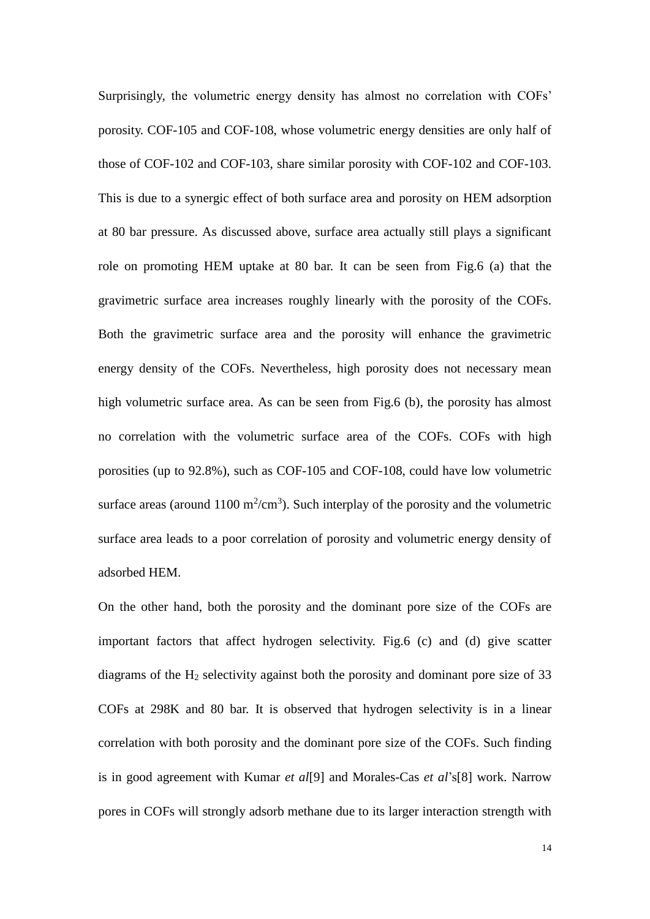Surprisingly, the volumetric energy density has almost no correlation with COFs' porosity. COF-105 and COF-108, whose volumetric energy densities are only half of those of COF-102 and COF-103, share similar porosity with COF-102 and COF-103. This is due to a synergic effect of both surface area and porosity on HEM adsorption at 80 bar pressure. As discussed above, surface area actually still plays a significant role on promoting HEM uptake at 80 bar. It can be seen from Fig.6 (a) that the gravimetric surface area increases roughly linearly with the porosity of the COFs. Both the gravimetric surface area and the porosity will enhance the gravimetric energy density of the COFs. Nevertheless, high porosity does not necessary mean high volumetric surface area. As can be seen from Fig.6 (b), the porosity has almost no correlation with the volumetric surface area of the COFs. COFs with high porosities (up to 92.8%), such as COF-105 and COF-108, could have low volumetric surface areas (around 1100 $m^2/cm^3$). Such interplay of the porosity and the volumetric surface area leads to a poor correlation of porosity and volumetric energy density of adsorbed HEM.

On the other hand, both the porosity and the dominant pore size of the COFs are important factors that affect hydrogen selectivity. Fig.6 (c) and (d) give scatter diagrams of the $H_2$ selectivity against both the porosity and dominant pore size of 33 COFs at 298K and 80 bar. It is observed that hydrogen selectivity is in a linear correlation with both porosity and the dominant pore size of the COFs. Such finding is in good agreement with Kumar *et al*[9] and Morales-Cas *et al*'s[8] work. Narrow pores in COFs will strongly adsorb methane due to its larger interaction strength with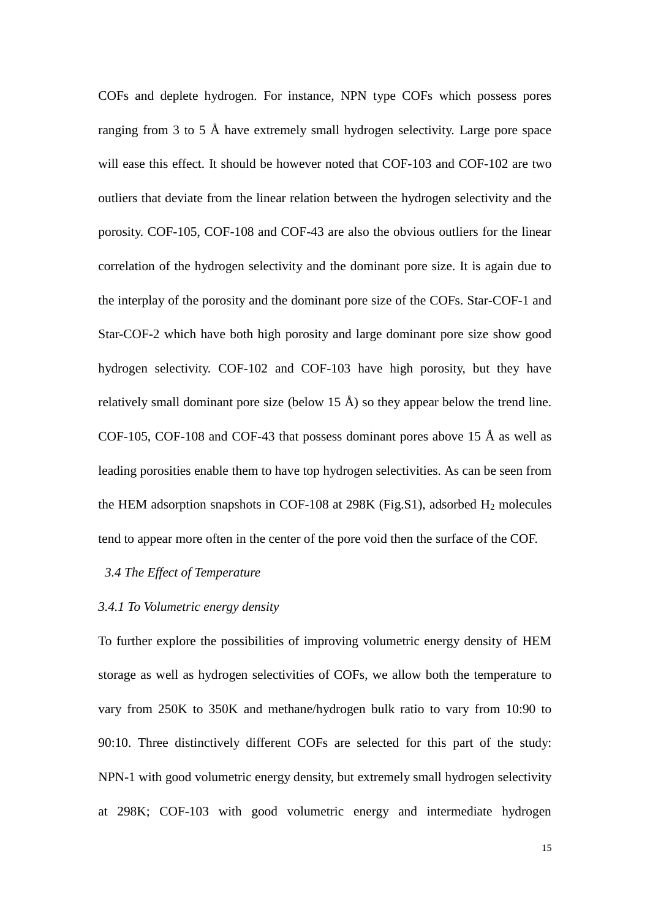COFs and deplete hydrogen. For instance, NPN type COFs which possess pores ranging from 3 to 5 Å have extremely small hydrogen selectivity. Large pore space will ease this effect. It should be however noted that COF-103 and COF-102 are two outliers that deviate from the linear relation between the hydrogen selectivity and the porosity. COF-105, COF-108 and COF-43 are also the obvious outliers for the linear correlation of the hydrogen selectivity and the dominant pore size. It is again due to the interplay of the porosity and the dominant pore size of the COFs. Star-COF-1 and Star-COF-2 which have both high porosity and large dominant pore size show good hydrogen selectivity. COF-102 and COF-103 have high porosity, but they have relatively small dominant pore size (below 15 Å) so they appear below the trend line. COF-105, COF-108 and COF-43 that possess dominant pores above 15 Å as well as leading porosities enable them to have top hydrogen selectivities. As can be seen from the HEM adsorption snapshots in COF-108 at 298K (Fig.S1), adsorbed $H_2$ molecules tend to appear more often in the center of the pore void then the surface of the COF.

### *3.4 The Effect of Temperature*

#### *3.4.1 To Volumetric energy density*

To further explore the possibilities of improving volumetric energy density of HEM storage as well as hydrogen selectivities of COFs, we allow both the temperature to vary from 250K to 350K and methane/hydrogen bulk ratio to vary from 10:90 to 90:10. Three distinctively different COFs are selected for this part of the study: NPN-1 with good volumetric energy density, but extremely small hydrogen selectivity at 298K; COF-103 with good volumetric energy and intermediate hydrogen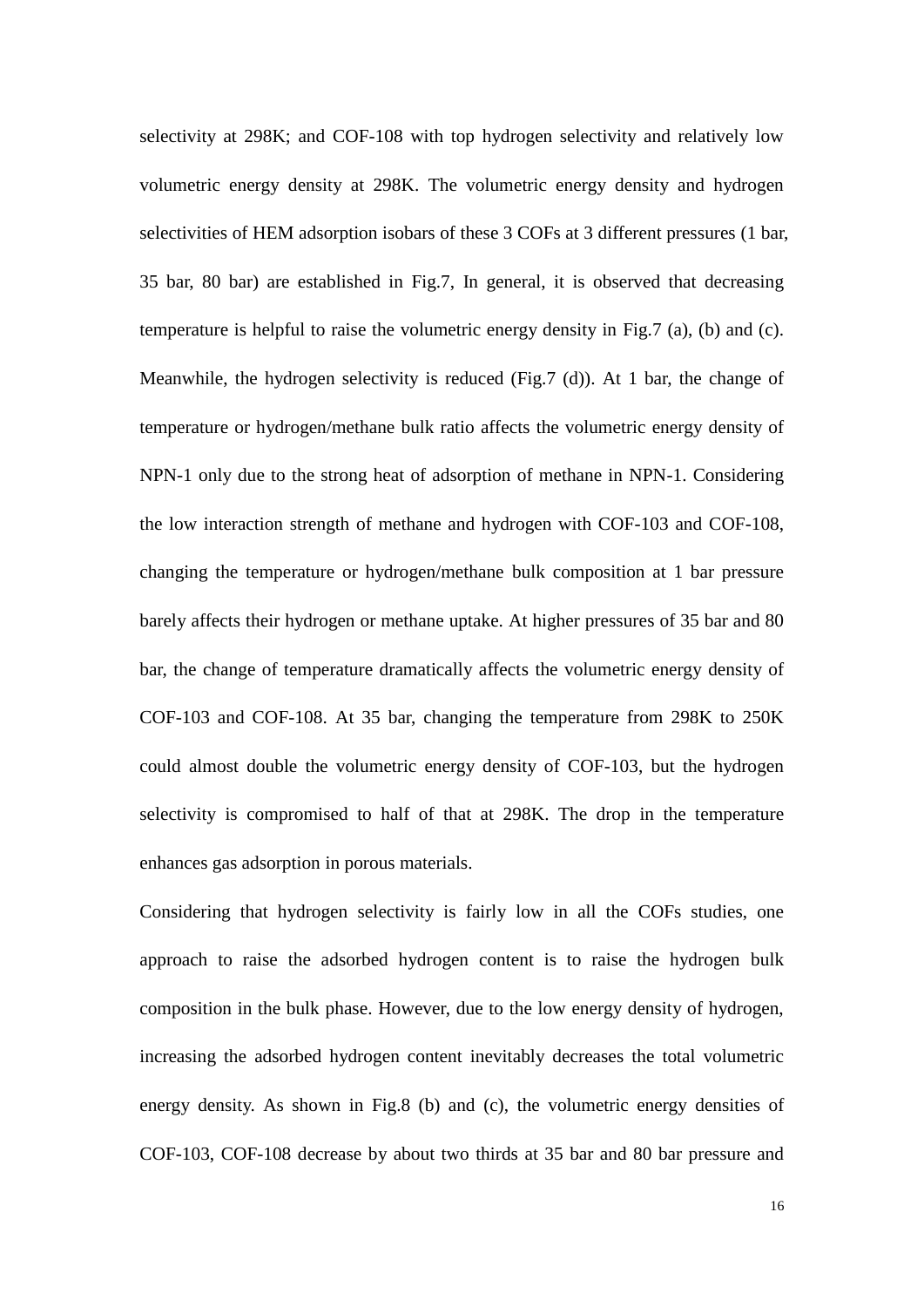selectivity at 298K; and COF-108 with top hydrogen selectivity and relatively low volumetric energy density at 298K. The volumetric energy density and hydrogen selectivities of HEM adsorption isobars of these 3 COFs at 3 different pressures (1 bar, 35 bar, 80 bar) are established in Fig.7, In general, it is observed that decreasing temperature is helpful to raise the volumetric energy density in Fig.7 (a), (b) and (c). Meanwhile, the hydrogen selectivity is reduced (Fig.7 (d)). At 1 bar, the change of temperature or hydrogen/methane bulk ratio affects the volumetric energy density of NPN-1 only due to the strong heat of adsorption of methane in NPN-1. Considering the low interaction strength of methane and hydrogen with COF-103 and COF-108, changing the temperature or hydrogen/methane bulk composition at 1 bar pressure barely affects their hydrogen or methane uptake. At higher pressures of 35 bar and 80 bar, the change of temperature dramatically affects the volumetric energy density of COF-103 and COF-108. At 35 bar, changing the temperature from 298K to 250K could almost double the volumetric energy density of COF-103, but the hydrogen selectivity is compromised to half of that at 298K. The drop in the temperature enhances gas adsorption in porous materials.

Considering that hydrogen selectivity is fairly low in all the COFs studies, one approach to raise the adsorbed hydrogen content is to raise the hydrogen bulk composition in the bulk phase. However, due to the low energy density of hydrogen, increasing the adsorbed hydrogen content inevitably decreases the total volumetric energy density. As shown in Fig.8 (b) and (c), the volumetric energy densities of COF-103, COF-108 decrease by about two thirds at 35 bar and 80 bar pressure and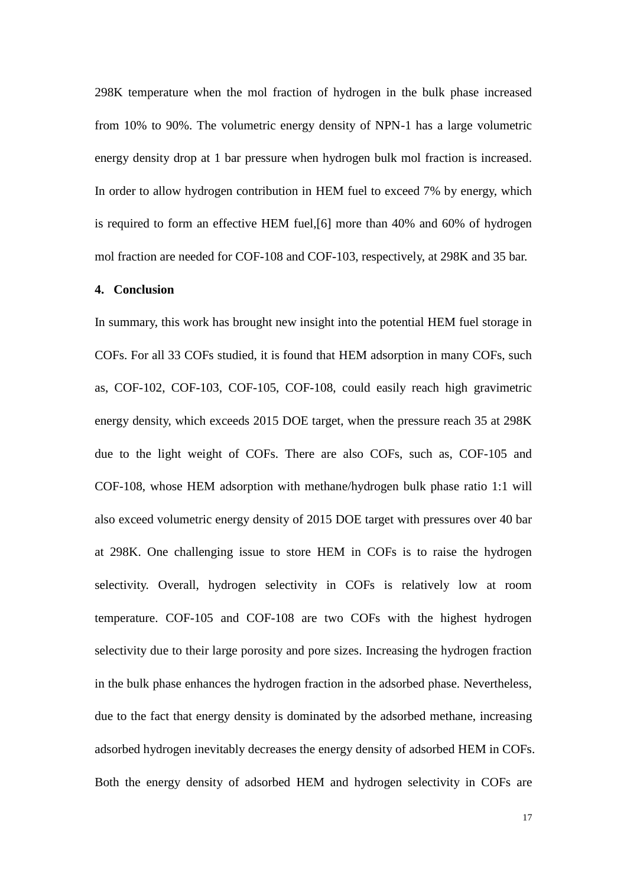298K temperature when the mol fraction of hydrogen in the bulk phase increased from 10% to 90%. The volumetric energy density of NPN-1 has a large volumetric energy density drop at 1 bar pressure when hydrogen bulk mol fraction is increased. In order to allow hydrogen contribution in HEM fuel to exceed 7% by energy, which is required to form an effective HEM fuel,[6] more than 40% and 60% of hydrogen mol fraction are needed for COF-108 and COF-103, respectively, at 298K and 35 bar.

## 4. Conclusion

In summary, this work has brought new insight into the potential HEM fuel storage in COFs. For all 33 COFs studied, it is found that HEM adsorption in many COFs, such as, COF-102, COF-103, COF-105, COF-108, could easily reach high gravimetric energy density, which exceeds 2015 DOE target, when the pressure reach 35 at 298K due to the light weight of COFs. There are also COFs, such as, COF-105 and COF-108, whose HEM adsorption with methane/hydrogen bulk phase ratio 1:1 will also exceed volumetric energy density of 2015 DOE target with pressures over 40 bar at 298K. One challenging issue to store HEM in COFs is to raise the hydrogen selectivity. Overall, hydrogen selectivity in COFs is relatively low at room temperature. COF-105 and COF-108 are two COFs with the highest hydrogen selectivity due to their large porosity and pore sizes. Increasing the hydrogen fraction in the bulk phase enhances the hydrogen fraction in the adsorbed phase. Nevertheless, due to the fact that energy density is dominated by the adsorbed methane, increasing adsorbed hydrogen inevitably decreases the energy density of adsorbed HEM in COFs. Both the energy density of adsorbed HEM and hydrogen selectivity in COFs are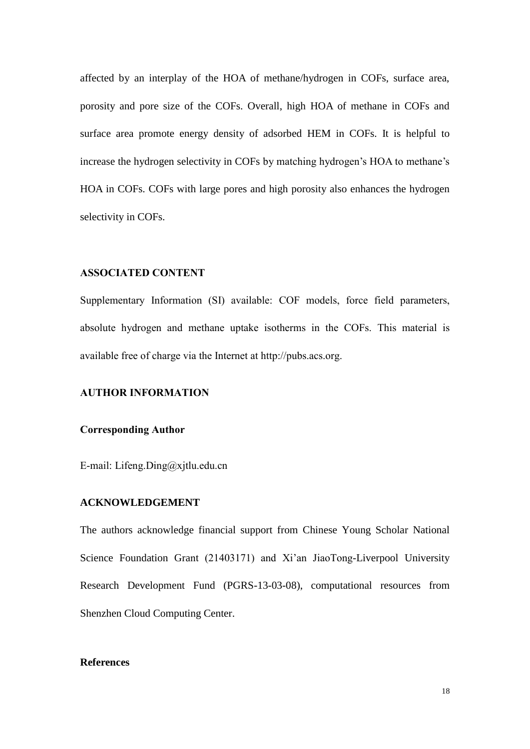affected by an interplay of the HOA of methane/hydrogen in COFs, surface area, porosity and pore size of the COFs. Overall, high HOA of methane in COFs and surface area promote energy density of adsorbed HEM in COFs. It is helpful to increase the hydrogen selectivity in COFs by matching hydrogen's HOA to methane's HOA in COFs. COFs with large pores and high porosity also enhances the hydrogen selectivity in COFs.

## ASSOCIATED CONTENT

Supplementary Information (SI) available: COF models, force field parameters, absolute hydrogen and methane uptake isotherms in the COFs. This material is available free of charge via the Internet at http://pubs.acs.org.

## AUTHOR INFORMATION

### Corresponding Author

E-mail: Lifeng.Ding@xjtlu.edu.cn

## ACKNOWLEDGEMENT

The authors acknowledge financial support from Chinese Young Scholar National Science Foundation Grant (21403171) and Xi'an JiaoTong-Liverpool University Research Development Fund (PGRS-13-03-08), computational resources from Shenzhen Cloud Computing Center.

## References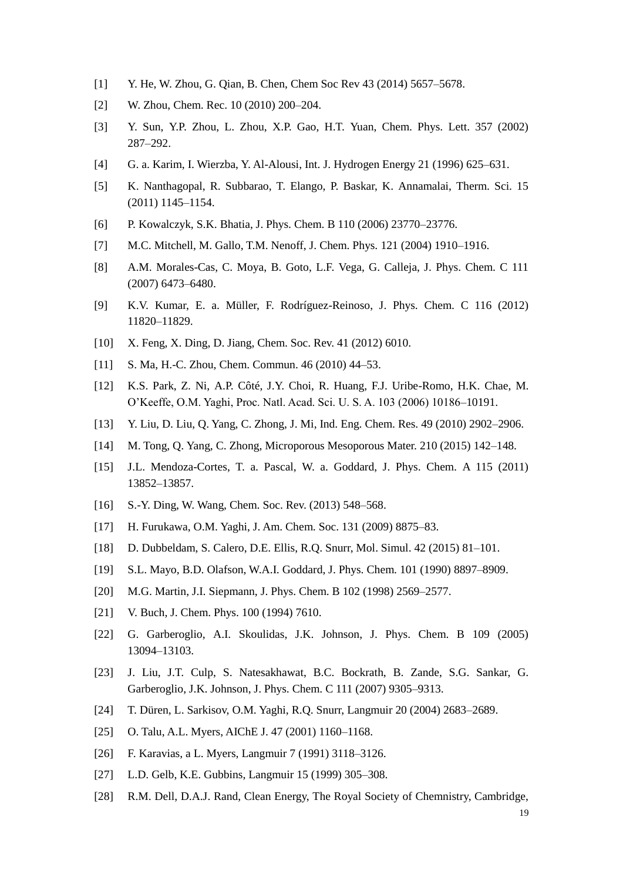[1] Y. He, W. Zhou, G. Qian, B. Chen, Chem Soc Rev 43 (2014) 5657–5678.

[2] W. Zhou, Chem. Rec. 10 (2010) 200–204.

[3] Y. Sun, Y.P. Zhou, L. Zhou, X.P. Gao, H.T. Yuan, Chem. Phys. Lett. 357 (2002) 287–292.

[4] G. a. Karim, I. Wierzba, Y. Al-Alousi, Int. J. Hydrogen Energy 21 (1996) 625–631.

[5] K. Nanthagopal, R. Subbarao, T. Elango, P. Baskar, K. Annamalai, Therm. Sci. 15 (2011) 1145–1154.

[6] P. Kowalczyk, S.K. Bhatia, J. Phys. Chem. B 110 (2006) 23770–23776.

[7] M.C. Mitchell, M. Gallo, T.M. Nenoff, J. Chem. Phys. 121 (2004) 1910–1916.

[8] A.M. Morales-Cas, C. Moya, B. Goto, L.F. Vega, G. Calleja, J. Phys. Chem. C 111 (2007) 6473–6480.

[9] K.V. Kumar, E. a. Müller, F. Rodríguez-Reinoso, J. Phys. Chem. C 116 (2012) 11820–11829.

[10] X. Feng, X. Ding, D. Jiang, Chem. Soc. Rev. 41 (2012) 6010.

[11] S. Ma, H.-C. Zhou, Chem. Commun. 46 (2010) 44–53.

[12] K.S. Park, Z. Ni, A.P. Côté, J.Y. Choi, R. Huang, F.J. Uribe-Romo, H.K. Chae, M. O'Keeffe, O.M. Yaghi, Proc. Natl. Acad. Sci. U. S. A. 103 (2006) 10186–10191.

[13] Y. Liu, D. Liu, Q. Yang, C. Zhong, J. Mi, Ind. Eng. Chem. Res. 49 (2010) 2902–2906.

[14] M. Tong, Q. Yang, C. Zhong, Microporous Mesoporous Mater. 210 (2015) 142–148.

[15] J.L. Mendoza-Cortes, T. a. Pascal, W. a. Goddard, J. Phys. Chem. A 115 (2011) 13852–13857.

[16] S.-Y. Ding, W. Wang, Chem. Soc. Rev. (2013) 548–568.

[17] H. Furukawa, O.M. Yaghi, J. Am. Chem. Soc. 131 (2009) 8875–83.

[18] D. Dubbeldam, S. Calero, D.E. Ellis, R.Q. Snurr, Mol. Simul. 42 (2015) 81–101.

[19] S.L. Mayo, B.D. Olafson, W.A.I. Goddard, J. Phys. Chem. 101 (1990) 8897–8909.

[20] M.G. Martin, J.I. Siepmann, J. Phys. Chem. B 102 (1998) 2569–2577.

[21] V. Buch, J. Chem. Phys. 100 (1994) 7610.

[22] G. Garberoglio, A.I. Skoulidas, J.K. Johnson, J. Phys. Chem. B 109 (2005) 13094–13103.

[23] J. Liu, J.T. Culp, S. Natesakhawat, B.C. Bockrath, B. Zande, S.G. Sankar, G. Garberoglio, J.K. Johnson, J. Phys. Chem. C 111 (2007) 9305–9313.

[24] T. Düren, L. Sarkisov, O.M. Yaghi, R.Q. Snurr, Langmuir 20 (2004) 2683–2689.

[25] O. Talu, A.L. Myers, AIChE J. 47 (2001) 1160–1168.

[26] F. Karavias, a L. Myers, Langmuir 7 (1991) 3118–3126.

[27] L.D. Gelb, K.E. Gubbins, Langmuir 15 (1999) 305–308.

[28] R.M. Dell, D.A.J. Rand, Clean Energy, The Royal Society of Chemnistry, Cambridge,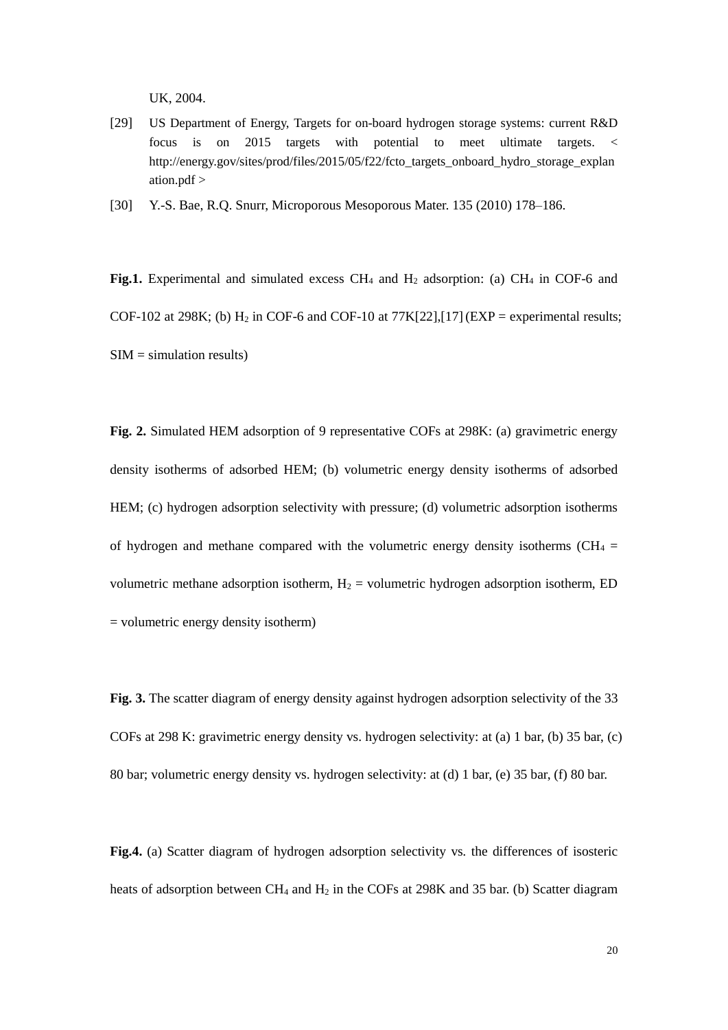UK, 2004.

[29] US Department of Energy, Targets for on-board hydrogen storage systems: current R&D focus is on 2015 targets with potential to meet ultimate targets. < http://energy.gov/sites/prod/files/2015/05/f22/fcto_targets_onboard_hydro_storage_explanation.pdf >

[30] Y.-S. Bae, R.Q. Snurr, Microporous Mesoporous Mater. 135 (2010) 178–186.

**Fig.1.** Experimental and simulated excess $CH_4$ and $H_2$ adsorption: (a) $CH_4$ in COF-6 and COF-102 at 298K; (b) $H_2$ in COF-6 and COF-10 at 77K[22],[17] (EXP = experimental results; SIM = simulation results)

**Fig. 2.** Simulated HEM adsorption of 9 representative COFs at 298K: (a) gravimetric energy density isotherms of adsorbed HEM; (b) volumetric energy density isotherms of adsorbed HEM; (c) hydrogen adsorption selectivity with pressure; (d) volumetric adsorption isotherms of hydrogen and methane compared with the volumetric energy density isotherms ($CH_4$ = volumetric methane adsorption isotherm, $H_2$ = volumetric hydrogen adsorption isotherm, ED = volumetric energy density isotherm)

**Fig. 3.** The scatter diagram of energy density against hydrogen adsorption selectivity of the 33 COFs at 298 K: gravimetric energy density vs. hydrogen selectivity: at (a) 1 bar, (b) 35 bar, (c) 80 bar; volumetric energy density vs. hydrogen selectivity: at (d) 1 bar, (e) 35 bar, (f) 80 bar.

**Fig.4.** (a) Scatter diagram of hydrogen adsorption selectivity vs. the differences of isosteric heats of adsorption between $CH_4$ and $H_2$ in the COFs at 298K and 35 bar. (b) Scatter diagram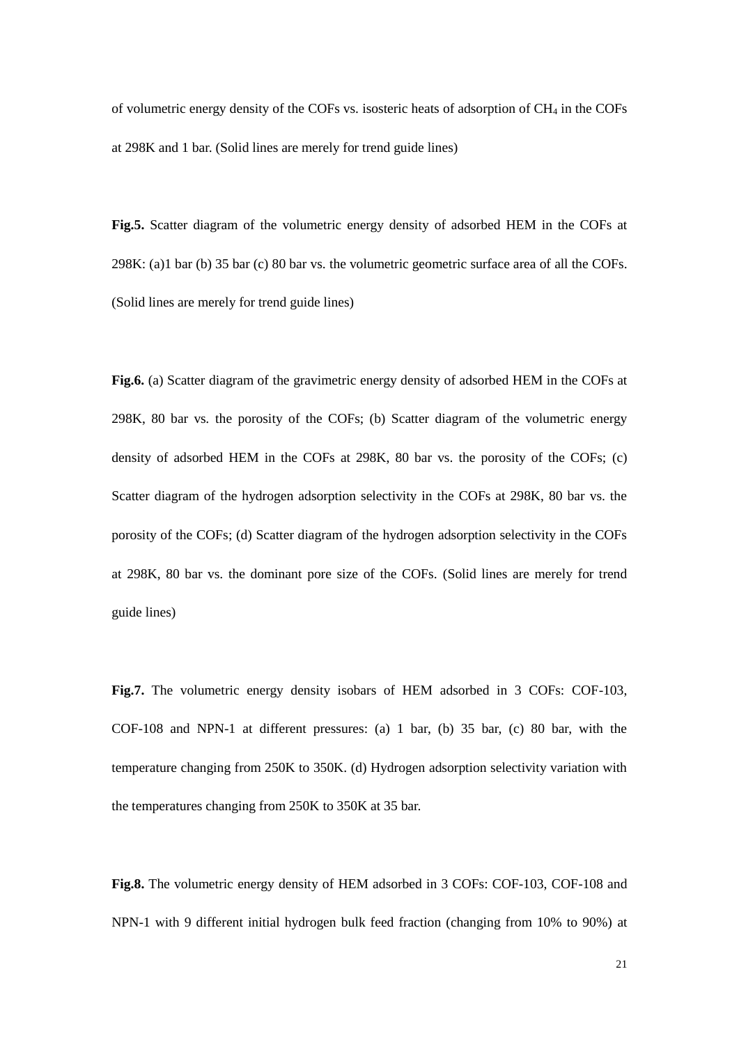of volumetric energy density of the COFs vs. isosteric heats of adsorption of $CH_4$ in the COFs at 298K and 1 bar. (Solid lines are merely for trend guide lines)

**Fig.5.** Scatter diagram of the volumetric energy density of adsorbed HEM in the COFs at 298K: (a)1 bar (b) 35 bar (c) 80 bar vs. the volumetric geometric surface area of all the COFs. (Solid lines are merely for trend guide lines)

**Fig.6.** (a) Scatter diagram of the gravimetric energy density of adsorbed HEM in the COFs at 298K, 80 bar vs. the porosity of the COFs; (b) Scatter diagram of the volumetric energy density of adsorbed HEM in the COFs at 298K, 80 bar vs. the porosity of the COFs; (c) Scatter diagram of the hydrogen adsorption selectivity in the COFs at 298K, 80 bar vs. the porosity of the COFs; (d) Scatter diagram of the hydrogen adsorption selectivity in the COFs at 298K, 80 bar vs. the dominant pore size of the COFs. (Solid lines are merely for trend guide lines)

**Fig.7.** The volumetric energy density isobars of HEM adsorbed in 3 COFs: COF-103, COF-108 and NPN-1 at different pressures: (a) 1 bar, (b) 35 bar, (c) 80 bar, with the temperature changing from 250K to 350K. (d) Hydrogen adsorption selectivity variation with the temperatures changing from 250K to 350K at 35 bar.

**Fig.8.** The volumetric energy density of HEM adsorbed in 3 COFs: COF-103, COF-108 and NPN-1 with 9 different initial hydrogen bulk feed fraction (changing from 10% to 90%) at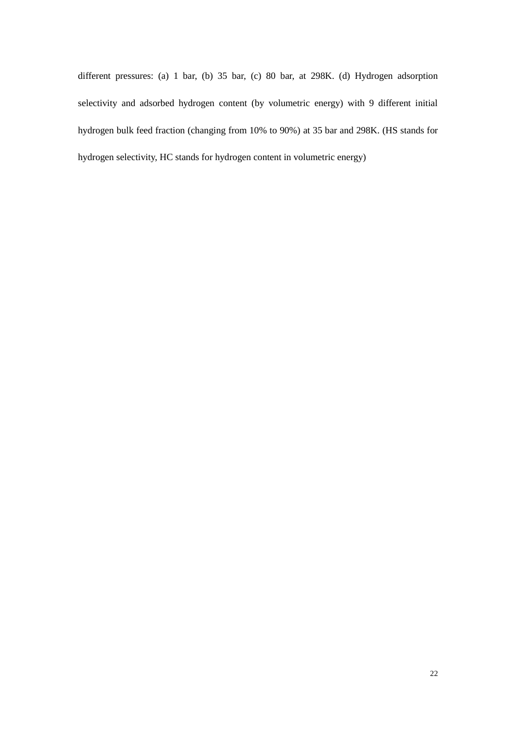different pressures: (a) 1 bar, (b) 35 bar, (c) 80 bar, at 298K. (d) Hydrogen adsorption selectivity and adsorbed hydrogen content (by volumetric energy) with 9 different initial hydrogen bulk feed fraction (changing from 10% to 90%) at 35 bar and 298K. (HS stands for hydrogen selectivity, HC stands for hydrogen content in volumetric energy)